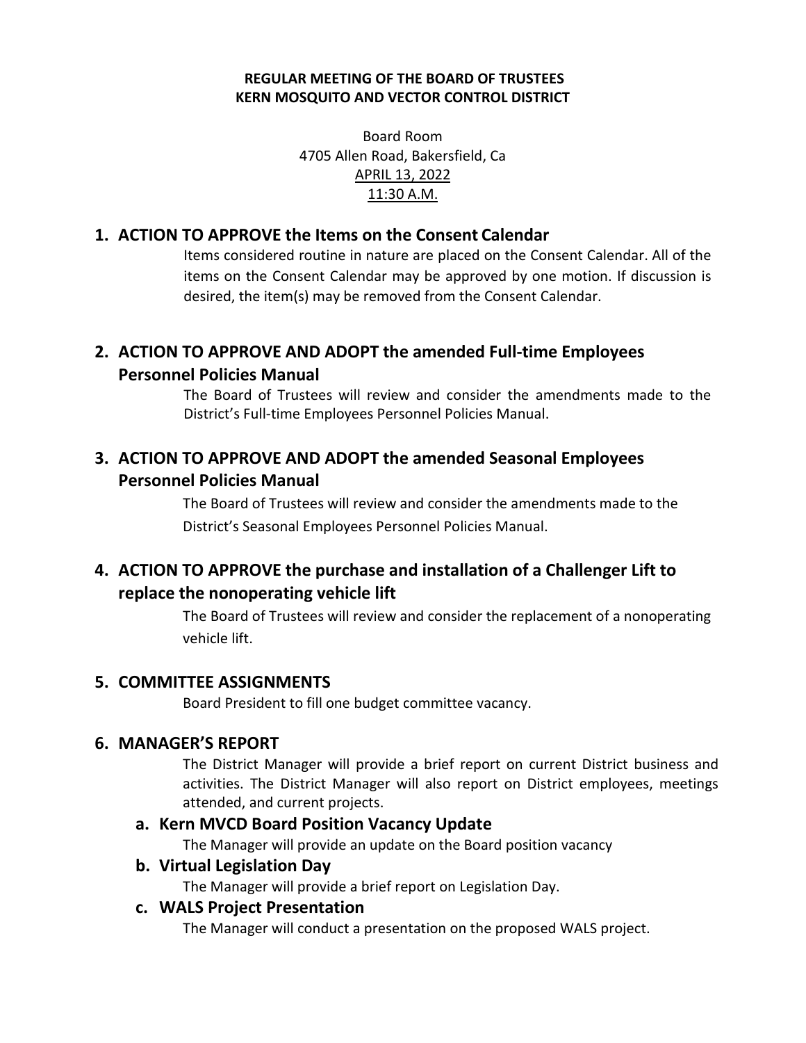**REGULAR MEETING OF THE BOARD OF TRUSTEES**
**KERN MOSQUITO AND VECTOR CONTROL DISTRICT**

Board Room
4705 Allen Road, Bakersfield, Ca
APRIL 13, 2022
11:30 A.M.

## 1. ACTION TO APPROVE the Items on the Consent Calendar

Items considered routine in nature are placed on the Consent Calendar. All of the items on the Consent Calendar may be approved by one motion. If discussion is desired, the item(s) may be removed from the Consent Calendar.

## 2. ACTION TO APPROVE AND ADOPT the amended Full-time Employees Personnel Policies Manual

The Board of Trustees will review and consider the amendments made to the District's Full-time Employees Personnel Policies Manual.

## 3. ACTION TO APPROVE AND ADOPT the amended Seasonal Employees Personnel Policies Manual

The Board of Trustees will review and consider the amendments made to the District's Seasonal Employees Personnel Policies Manual.

## 4. ACTION TO APPROVE the purchase and installation of a Challenger Lift to replace the nonoperating vehicle lift

The Board of Trustees will review and consider the replacement of a nonoperating vehicle lift.

## 5. COMMITTEE ASSIGNMENTS

Board President to fill one budget committee vacancy.

## 6. MANAGER'S REPORT

The District Manager will provide a brief report on current District business and activities. The District Manager will also report on District employees, meetings attended, and current projects.

### a. Kern MVCD Board Position Vacancy Update

The Manager will provide an update on the Board position vacancy

### b. Virtual Legislation Day

The Manager will provide a brief report on Legislation Day.

### c. WALS Project Presentation

The Manager will conduct a presentation on the proposed WALS project.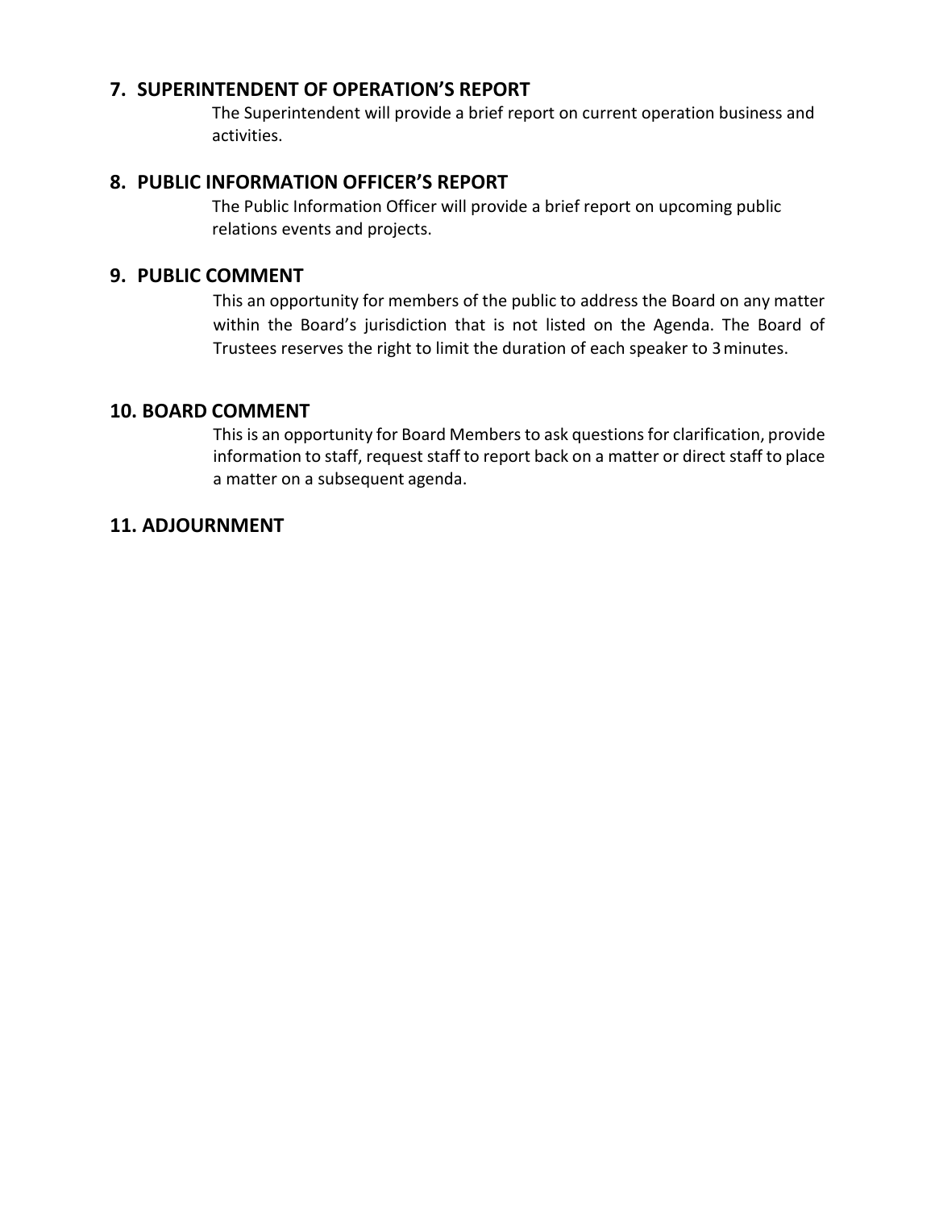## 7. SUPERINTENDENT OF OPERATION'S REPORT

The Superintendent will provide a brief report on current operation business and activities.

## 8. PUBLIC INFORMATION OFFICER'S REPORT

The Public Information Officer will provide a brief report on upcoming public relations events and projects.

## 9. PUBLIC COMMENT

This an opportunity for members of the public to address the Board on any matter within the Board's jurisdiction that is not listed on the Agenda. The Board of Trustees reserves the right to limit the duration of each speaker to 3 minutes.

## 10. BOARD COMMENT

This is an opportunity for Board Members to ask questions for clarification, provide information to staff, request staff to report back on a matter or direct staff to place a matter on a subsequent agenda.

## 11. ADJOURNMENT